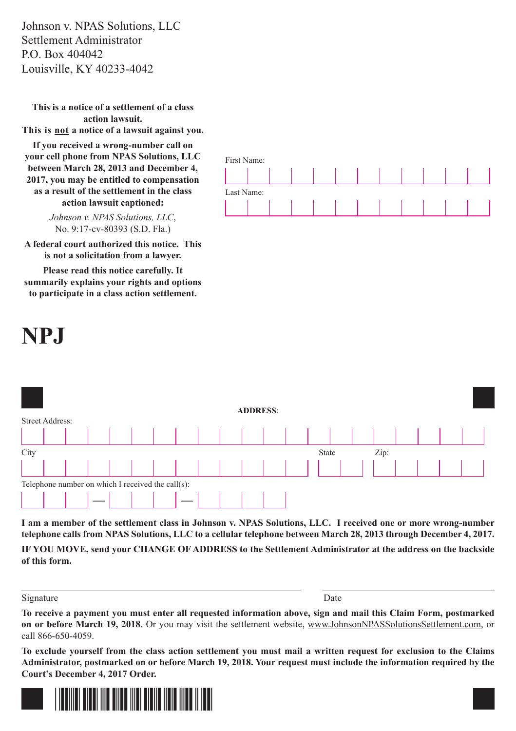Johnson v. NPAS Solutions, LLC
Settlement Administrator
P.O. Box 404042
Louisville, KY 40233-4042

**This is a notice of a settlement of a class action lawsuit.**
**This is not a notice of a lawsuit against you.**

**If you received a wrong-number call on your cell phone from NPAS Solutions, LLC between March 28, 2013 and December 4, 2017, you may be entitled to compensation as a result of the settlement in the class action lawsuit captioned:**

*Johnson v. NPAS Solutions, LLC*,
No. 9:17-cv-80393 (S.D. Fla.)

**A federal court authorized this notice. This is not a solicitation from a lawyer.**

**Please read this notice carefully. It summarily explains your rights and options to participate in a class action settlement.**

First Name:

Last Name:

# NPJ

**ADDRESS**:

Street Address:

City

State

Zip:

Telephone number on which I received the call(s):

— —

**I am a member of the settlement class in Johnson v. NPAS Solutions, LLC. I received one or more wrong-number telephone calls from NPAS Solutions, LLC to a cellular telephone between March 28, 2013 through December 4, 2017.**

**IF YOU MOVE, send your CHANGE OF ADDRESS to the Settlement Administrator at the address on the backside of this form.**

Signature

Date

**To receive a payment you must enter all requested information above, sign and mail this Claim Form, postmarked on or before March 19, 2018.** Or you may visit the settlement website, www.JohnsonNPASSolutionsSettlement.com, or call 866-650-4059.

**To exclude yourself from the class action settlement you must mail a written request for exclusion to the Claims Administrator, postmarked on or before March 19, 2018. Your request must include the information required by the Court's December 4, 2017 Order.**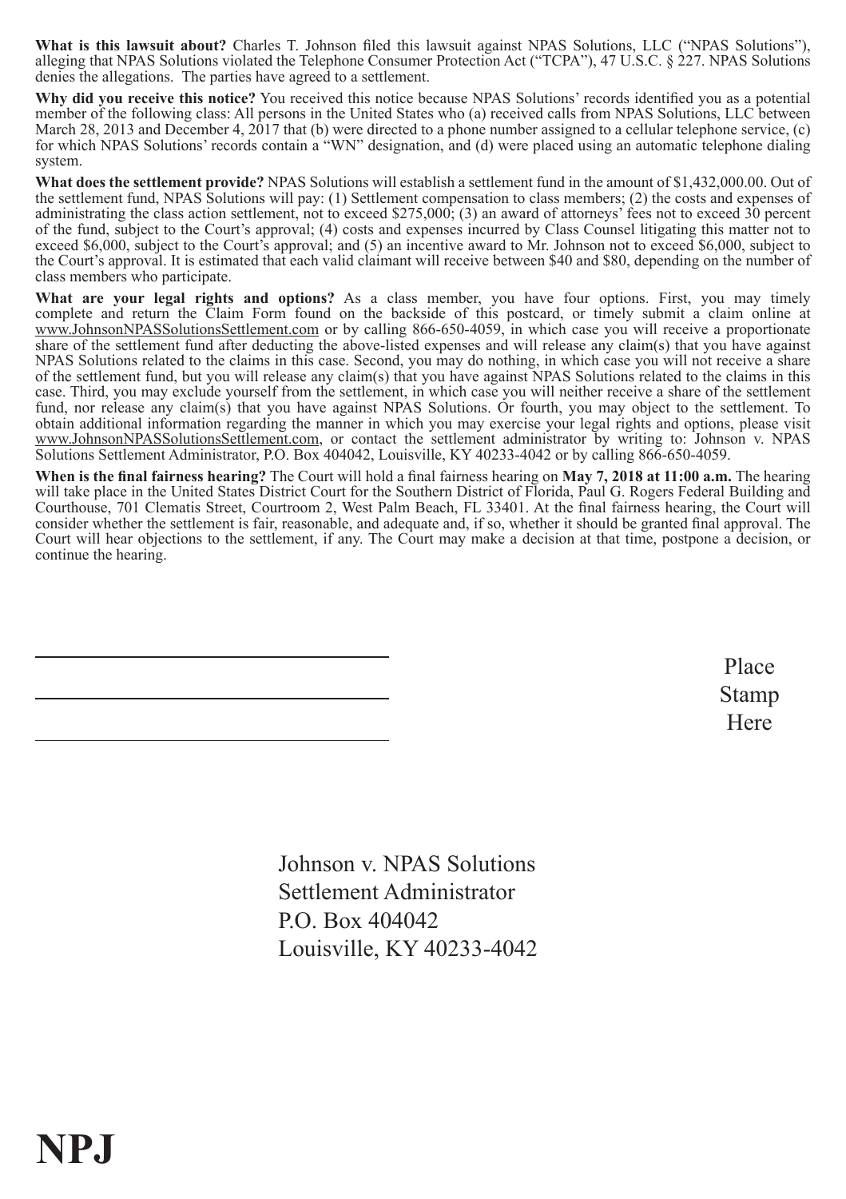**What is this lawsuit about?** Charles T. Johnson filed this lawsuit against NPAS Solutions, LLC ("NPAS Solutions"), alleging that NPAS Solutions violated the Telephone Consumer Protection Act ("TCPA"), 47 U.S.C. § 227. NPAS Solutions denies the allegations. The parties have agreed to a settlement.

**Why did you receive this notice?** You received this notice because NPAS Solutions' records identified you as a potential member of the following class: All persons in the United States who (a) received calls from NPAS Solutions, LLC between March 28, 2013 and December 4, 2017 that (b) were directed to a phone number assigned to a cellular telephone service, (c) for which NPAS Solutions' records contain a "WN" designation, and (d) were placed using an automatic telephone dialing system.

**What does the settlement provide?** NPAS Solutions will establish a settlement fund in the amount of $1,432,000.00. Out of the settlement fund, NPAS Solutions will pay: (1) Settlement compensation to class members; (2) the costs and expenses of administrating the class action settlement, not to exceed $275,000; (3) an award of attorneys' fees not to exceed 30 percent of the fund, subject to the Court's approval; (4) costs and expenses incurred by Class Counsel litigating this matter not to exceed $6,000, subject to the Court's approval; and (5) an incentive award to Mr. Johnson not to exceed $6,000, subject to the Court's approval. It is estimated that each valid claimant will receive between $40 and $80, depending on the number of class members who participate.

**What are your legal rights and options?** As a class member, you have four options. First, you may timely complete and return the Claim Form found on the backside of this postcard, or timely submit a claim online at www.JohnsonNPASSolutionsSettlement.com or by calling 866-650-4059, in which case you will receive a proportionate share of the settlement fund after deducting the above-listed expenses and will release any claim(s) that you have against NPAS Solutions related to the claims in this case. Second, you may do nothing, in which case you will not receive a share of the settlement fund, but you will release any claim(s) that you have against NPAS Solutions related to the claims in this case. Third, you may exclude yourself from the settlement, in which case you will neither receive a share of the settlement fund, nor release any claim(s) that you have against NPAS Solutions. Or fourth, you may object to the settlement. To obtain additional information regarding the manner in which you may exercise your legal rights and options, please visit www.JohnsonNPASSolutionsSettlement.com, or contact the settlement administrator by writing to: Johnson v. NPAS Solutions Settlement Administrator, P.O. Box 404042, Louisville, KY 40233-4042 or by calling 866-650-4059.

**When is the final fairness hearing?** The Court will hold a final fairness hearing on **May 7, 2018 at 11:00 a.m.** The hearing will take place in the United States District Court for the Southern District of Florida, Paul G. Rogers Federal Building and Courthouse, 701 Clematis Street, Courtroom 2, West Palm Beach, FL 33401. At the final fairness hearing, the Court will consider whether the settlement is fair, reasonable, and adequate and, if so, whether it should be granted final approval. The Court will hear objections to the settlement, if any. The Court may make a decision at that time, postpone a decision, or continue the hearing.

\_\_\_\_\_\_\_\_\_\_\_\_\_\_\_\_\_\_\_\_\_\_\_\_\_\_\_\_\_\_

\_\_\_\_\_\_\_\_\_\_\_\_\_\_\_\_\_\_\_\_\_\_\_\_\_\_\_\_\_\_

\_\_\_\_\_\_\_\_\_\_\_\_\_\_\_\_\_\_\_\_\_\_\_\_\_\_\_\_\_\_

Place
Stamp
Here

Johnson v. NPAS Solutions
Settlement Administrator
P.O. Box 404042
Louisville, KY 40233-4042

**NPJ**